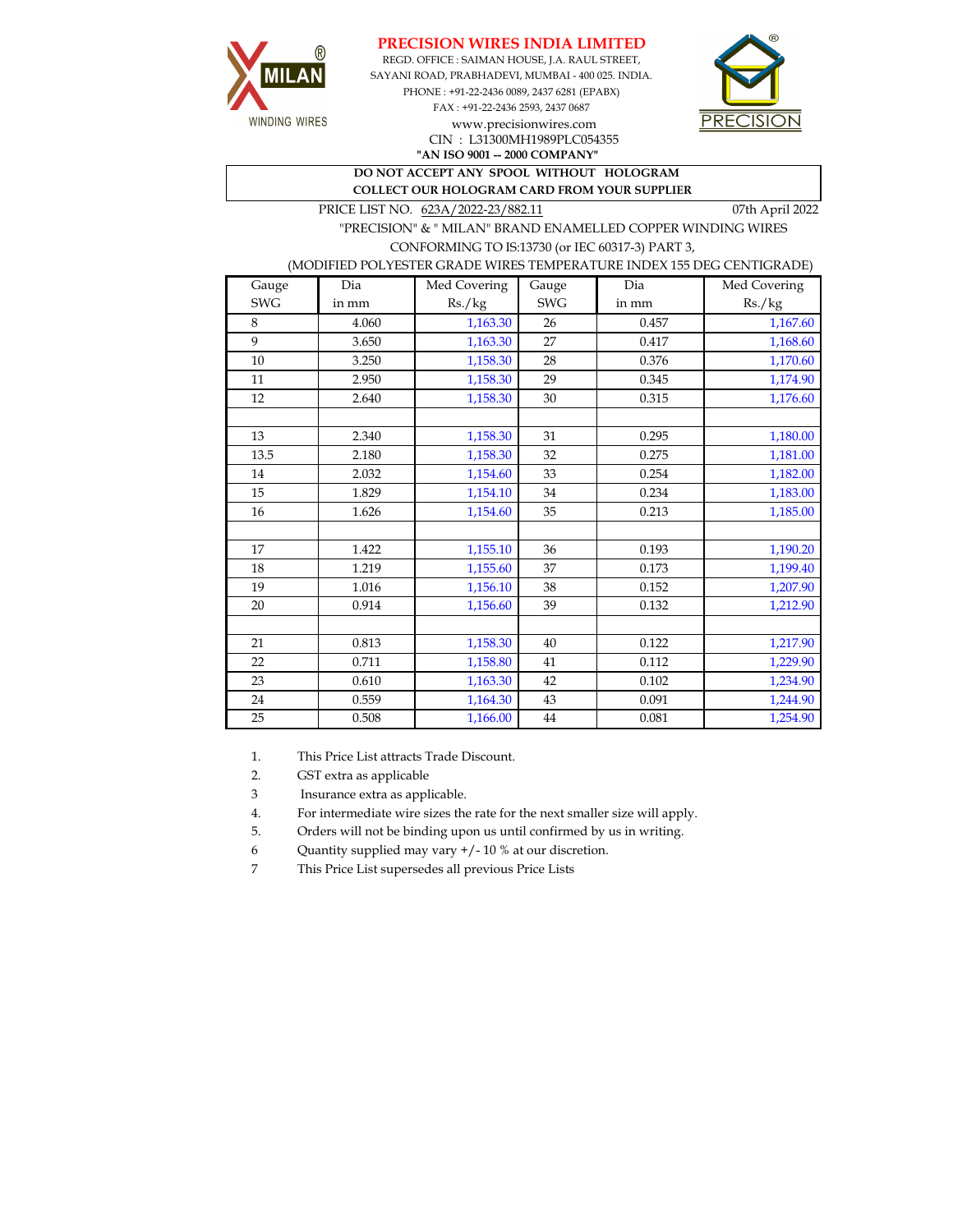# PRECISION WIRES INDIA LIMITED

REGD. OFFICE : SAIMAN HOUSE, J.A. RAUL STREET,
SAYANI ROAD, PRABHADEVI, MUMBAI - 400 025. INDIA.
PHONE : +91-22-2436 0089, 2437 6281 (EPABX)
FAX : +91-22-2436 2593, 2437 0687
www.precisionwires.com
CIN : L31300MH1989PLC054355
**"AN ISO 9001 -- 2000 COMPANY"**

**DO NOT ACCEPT ANY SPOOL WITHOUT HOLOGRAM**
**COLLECT OUR HOLOGRAM CARD FROM YOUR SUPPLIER**

PRICE LIST NO. 623A/2022-23/882.11 — 07th April 2022

"PRECISION" & " MILAN" BRAND ENAMELLED COPPER WINDING WIRES
CONFORMING TO IS:13730 (or IEC 60317-3) PART 3,
(MODIFIED POLYESTER GRADE WIRES TEMPERATURE INDEX 155 DEG CENTIGRADE)

| Gauge SWG | Dia in mm | Med Covering Rs./kg | Gauge SWG | Dia in mm | Med Covering Rs./kg |
|---|---|---|---|---|---|
| 8 | 4.060 | 1,163.30 | 26 | 0.457 | 1,167.60 |
| 9 | 3.650 | 1,163.30 | 27 | 0.417 | 1,168.60 |
| 10 | 3.250 | 1,158.30 | 28 | 0.376 | 1,170.60 |
| 11 | 2.950 | 1,158.30 | 29 | 0.345 | 1,174.90 |
| 12 | 2.640 | 1,158.30 | 30 | 0.315 | 1,176.60 |
| | | | | | |
| 13 | 2.340 | 1,158.30 | 31 | 0.295 | 1,180.00 |
| 13.5 | 2.180 | 1,158.30 | 32 | 0.275 | 1,181.00 |
| 14 | 2.032 | 1,154.60 | 33 | 0.254 | 1,182.00 |
| 15 | 1.829 | 1,154.10 | 34 | 0.234 | 1,183.00 |
| 16 | 1.626 | 1,154.60 | 35 | 0.213 | 1,185.00 |
| | | | | | |
| 17 | 1.422 | 1,155.10 | 36 | 0.193 | 1,190.20 |
| 18 | 1.219 | 1,155.60 | 37 | 0.173 | 1,199.40 |
| 19 | 1.016 | 1,156.10 | 38 | 0.152 | 1,207.90 |
| 20 | 0.914 | 1,156.60 | 39 | 0.132 | 1,212.90 |
| | | | | | |
| 21 | 0.813 | 1,158.30 | 40 | 0.122 | 1,217.90 |
| 22 | 0.711 | 1,158.80 | 41 | 0.112 | 1,229.90 |
| 23 | 0.610 | 1,163.30 | 42 | 0.102 | 1,234.90 |
| 24 | 0.559 | 1,164.30 | 43 | 0.091 | 1,244.90 |
| 25 | 0.508 | 1,166.00 | 44 | 0.081 | 1,254.90 |

1. This Price List attracts Trade Discount.
2. GST extra as applicable
3. Insurance extra as applicable.
4. For intermediate wire sizes the rate for the next smaller size will apply.
5. Orders will not be binding upon us until confirmed by us in writing.
6. Quantity supplied may vary +/- 10 % at our discretion.
7. This Price List supersedes all previous Price Lists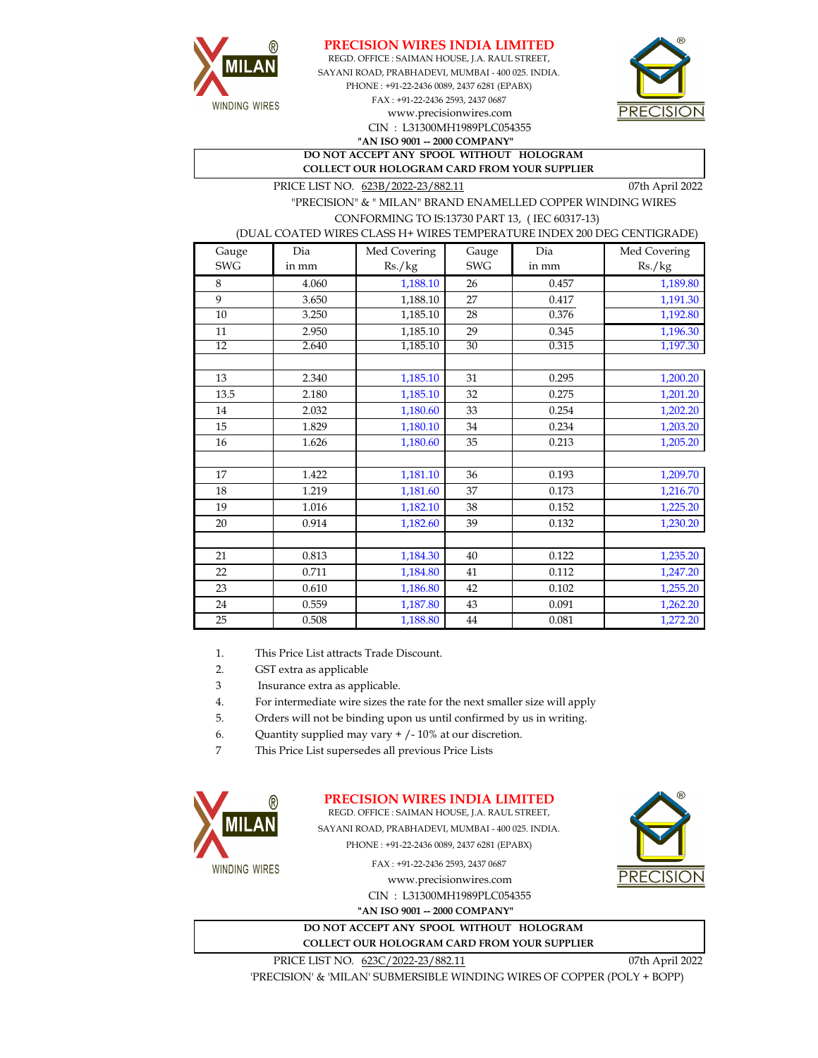# PRECISION WIRES INDIA LIMITED

REGD. OFFICE : SAIMAN HOUSE, J.A. RAUL STREET,
SAYANI ROAD, PRABHADEVI, MUMBAI - 400 025. INDIA.
PHONE : +91-22-2436 0089, 2437 6281 (EPABX)
FAX : +91-22-2436 2593, 2437 0687
www.precisionwires.com
CIN : L31300MH1989PLC054355
**"AN ISO 9001 -- 2000 COMPANY"**

**DO NOT ACCEPT ANY SPOOL WITHOUT HOLOGRAM**
**COLLECT OUR HOLOGRAM CARD FROM YOUR SUPPLIER**

PRICE LIST NO. 623B/2022-23/882.11 07th April 2022

"PRECISION" & " MILAN" BRAND ENAMELLED COPPER WINDING WIRES
CONFORMING TO IS:13730 PART 13, ( IEC 60317-13)
(DUAL COATED WIRES CLASS H+ WIRES TEMPERATURE INDEX 200 DEG CENTIGRADE)

| Gauge SWG | Dia in mm | Med Covering Rs./kg | Gauge SWG | Dia in mm | Med Covering Rs./kg |
|---|---|---|---|---|---|
| 8 | 4.060 | 1,188.10 | 26 | 0.457 | 1,189.80 |
| 9 | 3.650 | 1,188.10 | 27 | 0.417 | 1,191.30 |
| 10 | 3.250 | 1,185.10 | 28 | 0.376 | 1,192.80 |
| 11 | 2.950 | 1,185.10 | 29 | 0.345 | 1,196.30 |
| 12 | 2.640 | 1,185.10 | 30 | 0.315 | 1,197.30 |
| | | | | | |
| 13 | 2.340 | 1,185.10 | 31 | 0.295 | 1,200.20 |
| 13.5 | 2.180 | 1,185.10 | 32 | 0.275 | 1,201.20 |
| 14 | 2.032 | 1,180.60 | 33 | 0.254 | 1,202.20 |
| 15 | 1.829 | 1,180.10 | 34 | 0.234 | 1,203.20 |
| 16 | 1.626 | 1,180.60 | 35 | 0.213 | 1,205.20 |
| | | | | | |
| 17 | 1.422 | 1,181.10 | 36 | 0.193 | 1,209.70 |
| 18 | 1.219 | 1,181.60 | 37 | 0.173 | 1,216.70 |
| 19 | 1.016 | 1,182.10 | 38 | 0.152 | 1,225.20 |
| 20 | 0.914 | 1,182.60 | 39 | 0.132 | 1,230.20 |
| | | | | | |
| 21 | 0.813 | 1,184.30 | 40 | 0.122 | 1,235.20 |
| 22 | 0.711 | 1,184.80 | 41 | 0.112 | 1,247.20 |
| 23 | 0.610 | 1,186.80 | 42 | 0.102 | 1,255.20 |
| 24 | 0.559 | 1,187.80 | 43 | 0.091 | 1,262.20 |
| 25 | 0.508 | 1,188.80 | 44 | 0.081 | 1,272.20 |

1. This Price List attracts Trade Discount.
2. GST extra as applicable
3. Insurance extra as applicable.
4. For intermediate wire sizes the rate for the next smaller size will apply
5. Orders will not be binding upon us until confirmed by us in writing.
6. Quantity supplied may vary + /- 10% at our discretion.
7. This Price List supersedes all previous Price Lists

# PRECISION WIRES INDIA LIMITED

REGD. OFFICE : SAIMAN HOUSE, J.A. RAUL STREET,
SAYANI ROAD, PRABHADEVI, MUMBAI - 400 025. INDIA.
PHONE : +91-22-2436 0089, 2437 6281 (EPABX)
FAX : +91-22-2436 2593, 2437 0687
www.precisionwires.com
CIN : L31300MH1989PLC054355
**"AN ISO 9001 -- 2000 COMPANY"**

**DO NOT ACCEPT ANY SPOOL WITHOUT HOLOGRAM**
**COLLECT OUR HOLOGRAM CARD FROM YOUR SUPPLIER**

PRICE LIST NO. 623C/2022-23/882.11 07th April 2022

'PRECISION' & 'MILAN' SUBMERSIBLE WINDING WIRES OF COPPER (POLY + BOPP)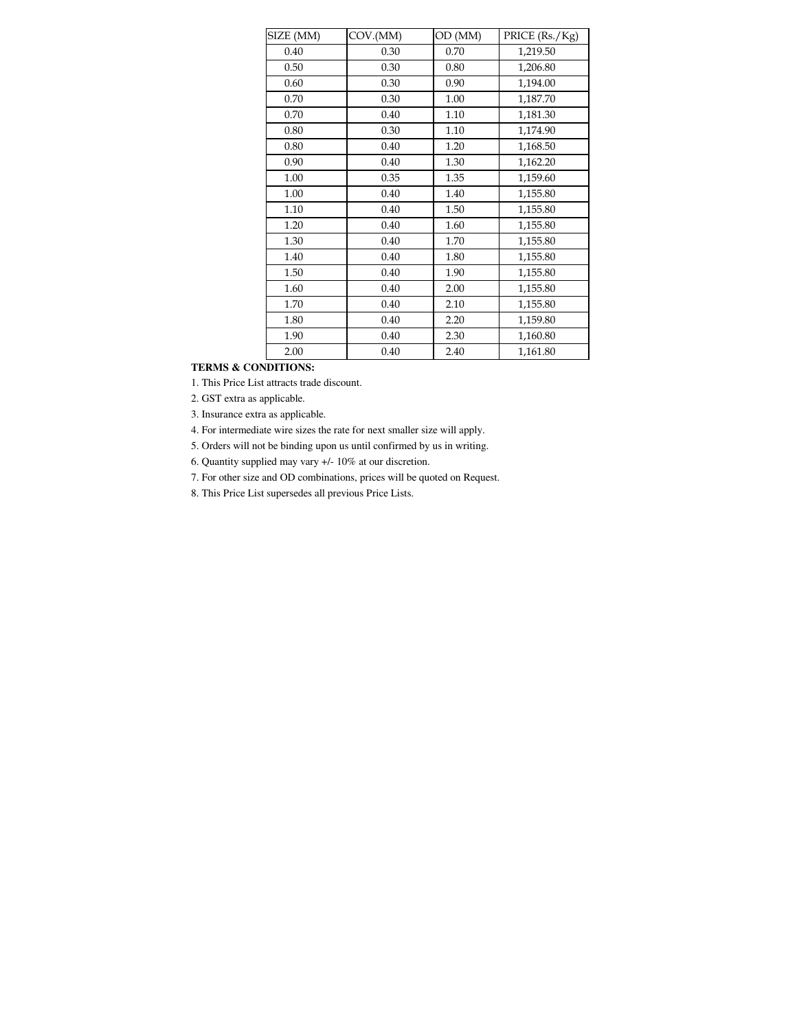| SIZE (MM) | COV.(MM) | OD (MM) | PRICE (Rs./Kg) |
| --- | --- | --- | --- |
| 0.40 | 0.30 | 0.70 | 1,219.50 |
| 0.50 | 0.30 | 0.80 | 1,206.80 |
| 0.60 | 0.30 | 0.90 | 1,194.00 |
| 0.70 | 0.30 | 1.00 | 1,187.70 |
| 0.70 | 0.40 | 1.10 | 1,181.30 |
| 0.80 | 0.30 | 1.10 | 1,174.90 |
| 0.80 | 0.40 | 1.20 | 1,168.50 |
| 0.90 | 0.40 | 1.30 | 1,162.20 |
| 1.00 | 0.35 | 1.35 | 1,159.60 |
| 1.00 | 0.40 | 1.40 | 1,155.80 |
| 1.10 | 0.40 | 1.50 | 1,155.80 |
| 1.20 | 0.40 | 1.60 | 1,155.80 |
| 1.30 | 0.40 | 1.70 | 1,155.80 |
| 1.40 | 0.40 | 1.80 | 1,155.80 |
| 1.50 | 0.40 | 1.90 | 1,155.80 |
| 1.60 | 0.40 | 2.00 | 1,155.80 |
| 1.70 | 0.40 | 2.10 | 1,155.80 |
| 1.80 | 0.40 | 2.20 | 1,159.80 |
| 1.90 | 0.40 | 2.30 | 1,160.80 |
| 2.00 | 0.40 | 2.40 | 1,161.80 |

**TERMS & CONDITIONS:**

1. This Price List attracts trade discount.
2. GST extra as applicable.
3. Insurance extra as applicable.
4. For intermediate wire sizes the rate for next smaller size will apply.
5. Orders will not be binding upon us until confirmed by us in writing.
6. Quantity supplied may vary +/- 10% at our discretion.
7. For other size and OD combinations, prices will be quoted on Request.
8. This Price List supersedes all previous Price Lists.